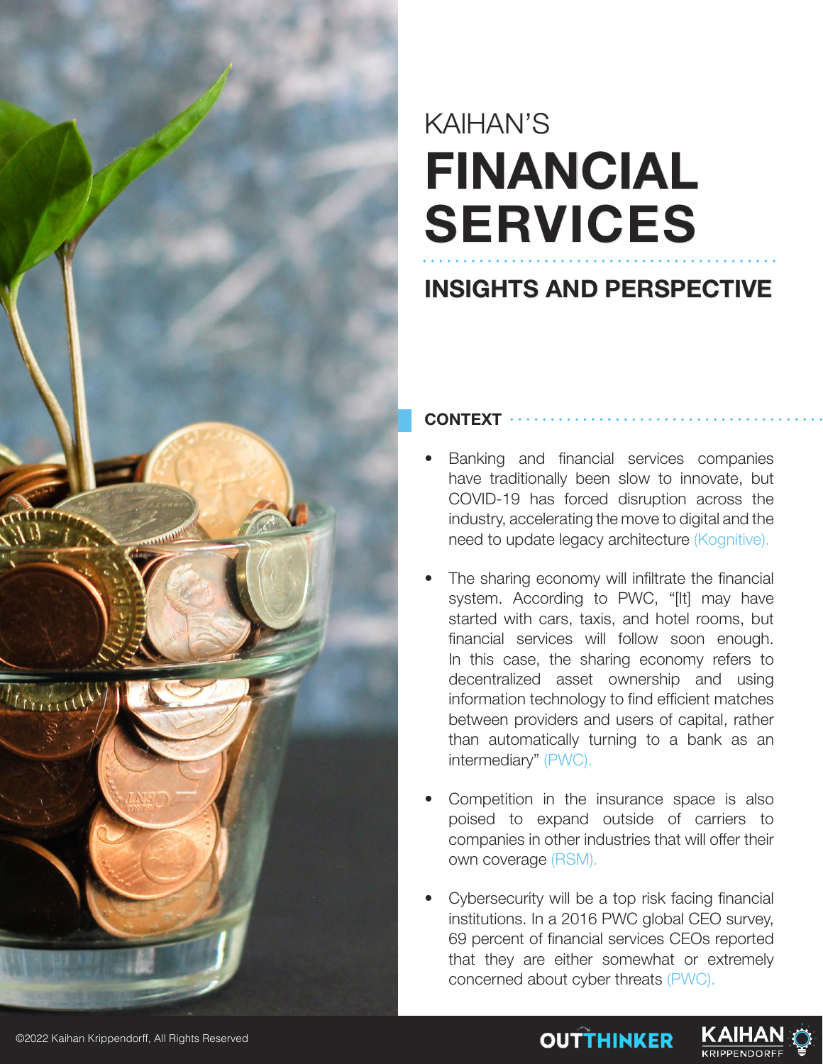KAIHAN'S

# FINANCIAL SERVICES

## INSIGHTS AND PERSPECTIVE

### CONTEXT

- Banking and financial services companies have traditionally been slow to innovate, but COVID-19 has forced disruption across the industry, accelerating the move to digital and the need to update legacy architecture (Kognitive).
- The sharing economy will infiltrate the financial system. According to PWC, "[It] may have started with cars, taxis, and hotel rooms, but financial services will follow soon enough. In this case, the sharing economy refers to decentralized asset ownership and using information technology to find efficient matches between providers and users of capital, rather than automatically turning to a bank as an intermediary" (PWC).
- Competition in the insurance space is also poised to expand outside of carriers to companies in other industries that will offer their own coverage (RSM).
- Cybersecurity will be a top risk facing financial institutions. In a 2016 PWC global CEO survey, 69 percent of financial services CEOs reported that they are either somewhat or extremely concerned about cyber threats (PWC).

©2022 Kaihan Krippendorff, All Rights Reserved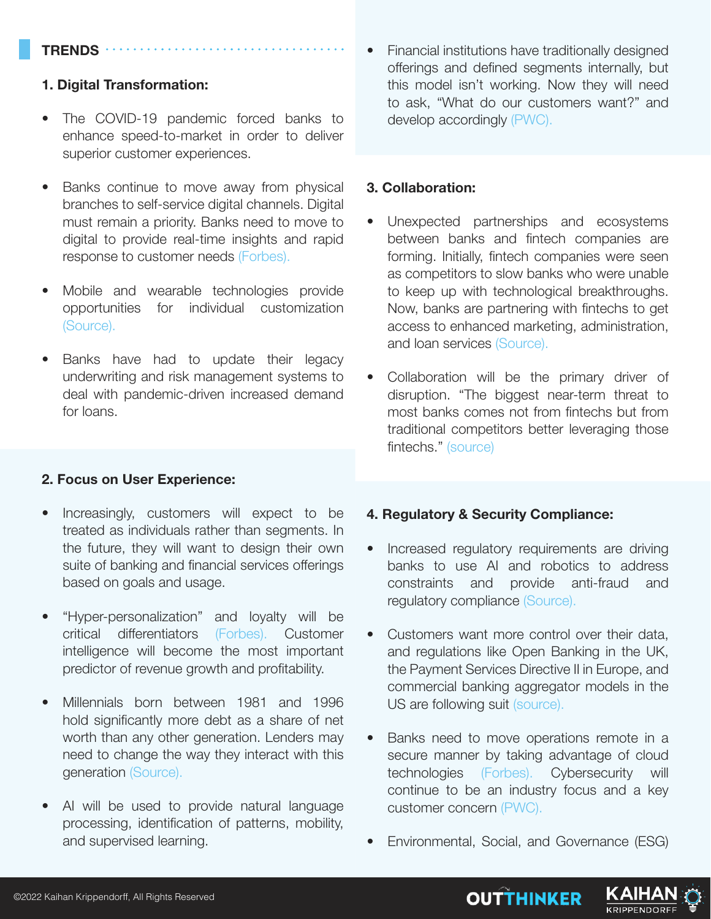## TRENDS

### 1. Digital Transformation:

- The COVID-19 pandemic forced banks to enhance speed-to-market in order to deliver superior customer experiences.
- Banks continue to move away from physical branches to self-service digital channels. Digital must remain a priority. Banks need to move to digital to provide real-time insights and rapid response to customer needs (Forbes).
- Mobile and wearable technologies provide opportunities for individual customization (Source).
- Banks have had to update their legacy underwriting and risk management systems to deal with pandemic-driven increased demand for loans.

### 2. Focus on User Experience:

- Increasingly, customers will expect to be treated as individuals rather than segments. In the future, they will want to design their own suite of banking and financial services offerings based on goals and usage.
- "Hyper-personalization" and loyalty will be critical differentiators (Forbes). Customer intelligence will become the most important predictor of revenue growth and profitability.
- Millennials born between 1981 and 1996 hold significantly more debt as a share of net worth than any other generation. Lenders may need to change the way they interact with this generation (Source).
- AI will be used to provide natural language processing, identification of patterns, mobility, and supervised learning.
- Financial institutions have traditionally designed offerings and defined segments internally, but this model isn't working. Now they will need to ask, "What do our customers want?" and develop accordingly (PWC).

### 3. Collaboration:

- Unexpected partnerships and ecosystems between banks and fintech companies are forming. Initially, fintech companies were seen as competitors to slow banks who were unable to keep up with technological breakthroughs. Now, banks are partnering with fintechs to get access to enhanced marketing, administration, and loan services (Source).
- Collaboration will be the primary driver of disruption. "The biggest near-term threat to most banks comes not from fintechs but from traditional competitors better leveraging those fintechs." (source)

### 4. Regulatory & Security Compliance:

- Increased regulatory requirements are driving banks to use AI and robotics to address constraints and provide anti-fraud and regulatory compliance (Source).
- Customers want more control over their data, and regulations like Open Banking in the UK, the Payment Services Directive II in Europe, and commercial banking aggregator models in the US are following suit (source).
- Banks need to move operations remote in a secure manner by taking advantage of cloud technologies (Forbes). Cybersecurity will continue to be an industry focus and a key customer concern (PWC).
- Environmental, Social, and Governance (ESG)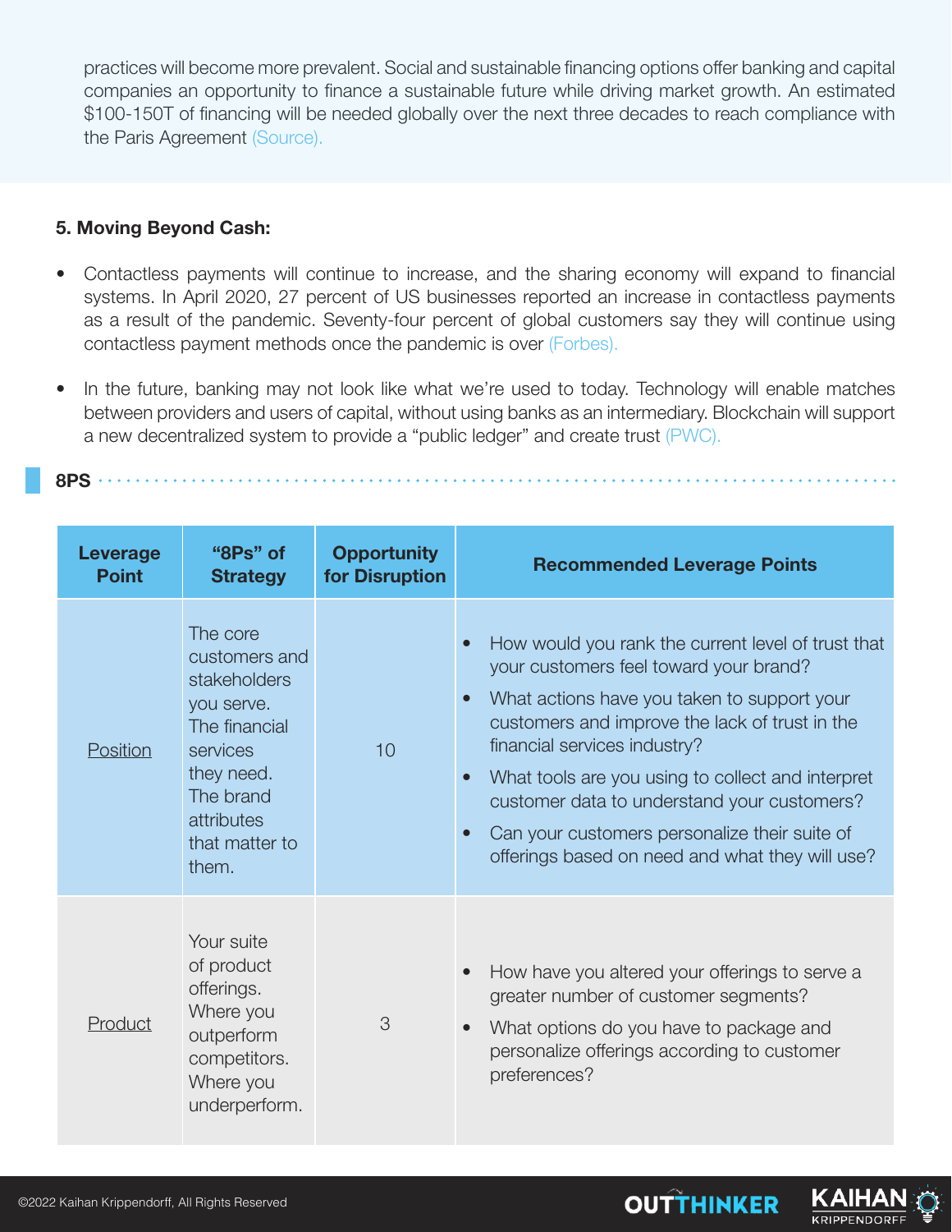practices will become more prevalent. Social and sustainable financing options offer banking and capital companies an opportunity to finance a sustainable future while driving market growth. An estimated $100-150T of financing will be needed globally over the next three decades to reach compliance with the Paris Agreement (Source).

**5. Moving Beyond Cash:**

- Contactless payments will continue to increase, and the sharing economy will expand to financial systems. In April 2020, 27 percent of US businesses reported an increase in contactless payments as a result of the pandemic. Seventy-four percent of global customers say they will continue using contactless payment methods once the pandemic is over (Forbes).
- In the future, banking may not look like what we're used to today. Technology will enable matches between providers and users of capital, without using banks as an intermediary. Blockchain will support a new decentralized system to provide a "public ledger" and create trust (PWC).

## 8PS

| Leverage Point | "8Ps" of Strategy | Opportunity for Disruption | Recommended Leverage Points |
|---|---|---|---|
| Position | The core customers and stakeholders you serve. The financial services they need. The brand attributes that matter to them. | 10 | • How would you rank the current level of trust that your customers feel toward your brand?<br>• What actions have you taken to support your customers and improve the lack of trust in the financial services industry?<br>• What tools are you using to collect and interpret customer data to understand your customers?<br>• Can your customers personalize their suite of offerings based on need and what they will use? |
| Product | Your suite of product offerings. Where you outperform competitors. Where you underperform. | 3 | • How have you altered your offerings to serve a greater number of customer segments?<br>• What options do you have to package and personalize offerings according to customer preferences? |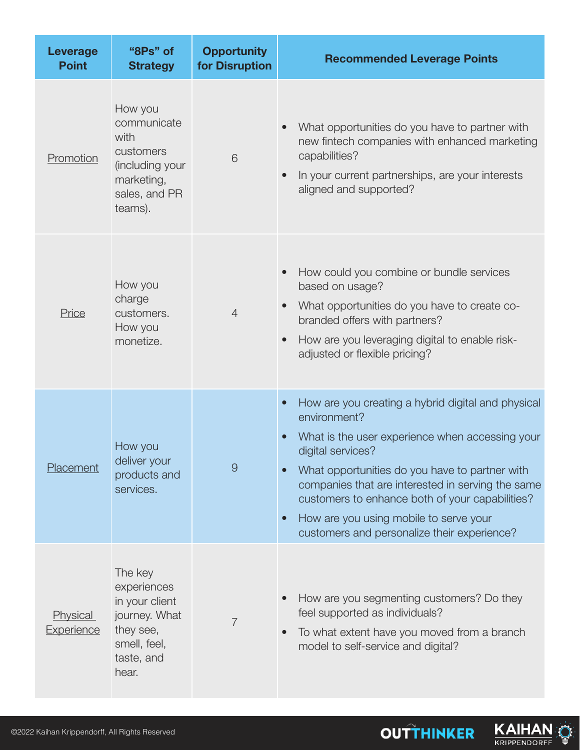| Leverage Point | "8Ps" of Strategy | Opportunity for Disruption | Recommended Leverage Points |
|---|---|---|---|
| Promotion | How you communicate with customers (including your marketing, sales, and PR teams). | 6 | • What opportunities do you have to partner with new fintech companies with enhanced marketing capabilities?<br>• In your current partnerships, are your interests aligned and supported? |
| Price | How you charge customers. How you monetize. | 4 | • How could you combine or bundle services based on usage?<br>• What opportunities do you have to create co-branded offers with partners?<br>• How are you leveraging digital to enable risk-adjusted or flexible pricing? |
| Placement | How you deliver your products and services. | 9 | • How are you creating a hybrid digital and physical environment?<br>• What is the user experience when accessing your digital services?<br>• What opportunities do you have to partner with companies that are interested in serving the same customers to enhance both of your capabilities?<br>• How are you using mobile to serve your customers and personalize their experience? |
| Physical Experience | The key experiences in your client journey. What they see, smell, feel, taste, and hear. | 7 | • How are you segmenting customers? Do they feel supported as individuals?<br>• To what extent have you moved from a branch model to self-service and digital? |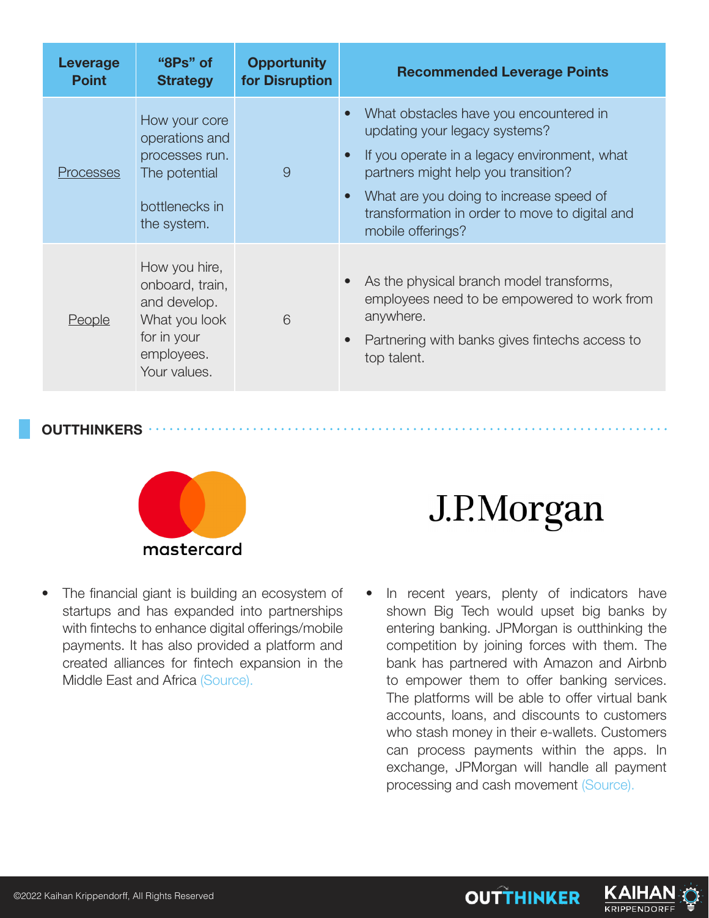| Leverage Point | "8Ps" of Strategy | Opportunity for Disruption | Recommended Leverage Points |
|---|---|---|---|
| Processes | How your core operations and processes run. The potential bottlenecks in the system. | 9 | • What obstacles have you encountered in updating your legacy systems? • If you operate in a legacy environment, what partners might help you transition? • What are you doing to increase speed of transformation in order to move to digital and mobile offerings? |
| People | How you hire, onboard, train, and develop. What you look for in your employees. Your values. | 6 | • As the physical branch model transforms, employees need to be empowered to work from anywhere. • Partnering with banks gives fintechs access to top talent. |

## OUTTHINKERS

**mastercard**

- The financial giant is building an ecosystem of startups and has expanded into partnerships with fintechs to enhance digital offerings/mobile payments. It has also provided a platform and created alliances for fintech expansion in the Middle East and Africa (Source).

**J.P.Morgan**

- In recent years, plenty of indicators have shown Big Tech would upset big banks by entering banking. JPMorgan is outthinking the competition by joining forces with them. The bank has partnered with Amazon and Airbnb to empower them to offer banking services. The platforms will be able to offer virtual bank accounts, loans, and discounts to customers who stash money in their e-wallets. Customers can process payments within the apps. In exchange, JPMorgan will handle all payment processing and cash movement (Source).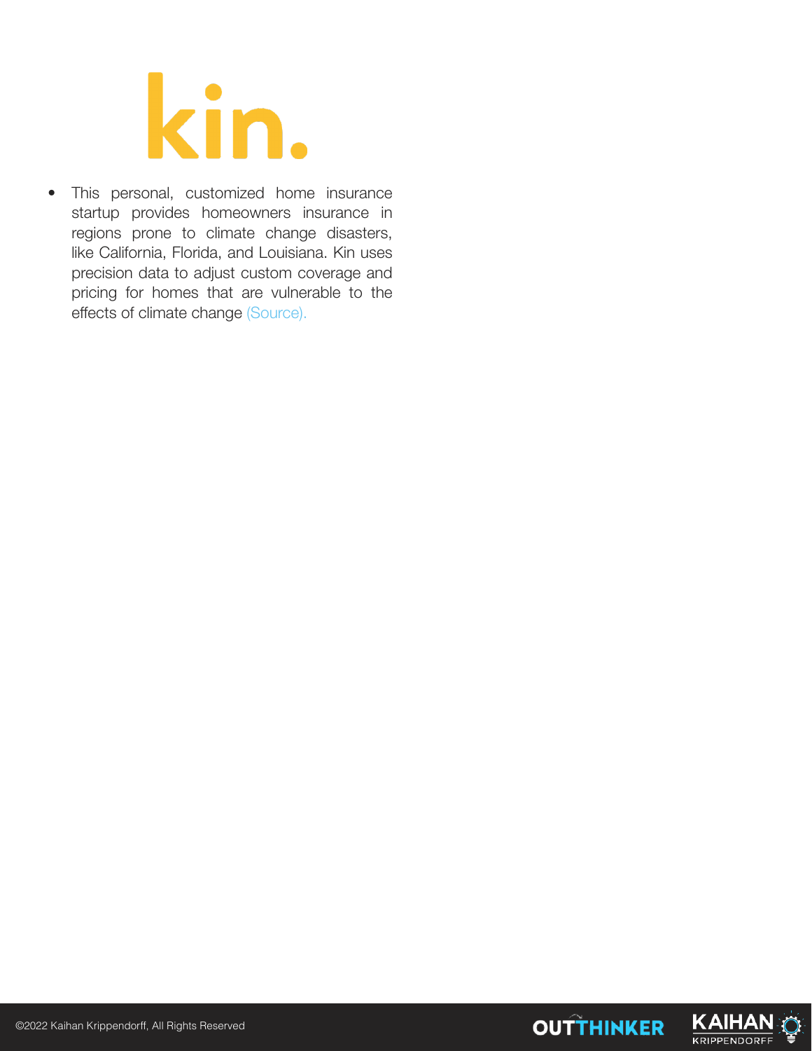kin.

- This personal, customized home insurance startup provides homeowners insurance in regions prone to climate change disasters, like California, Florida, and Louisiana. Kin uses precision data to adjust custom coverage and pricing for homes that are vulnerable to the effects of climate change (Source).